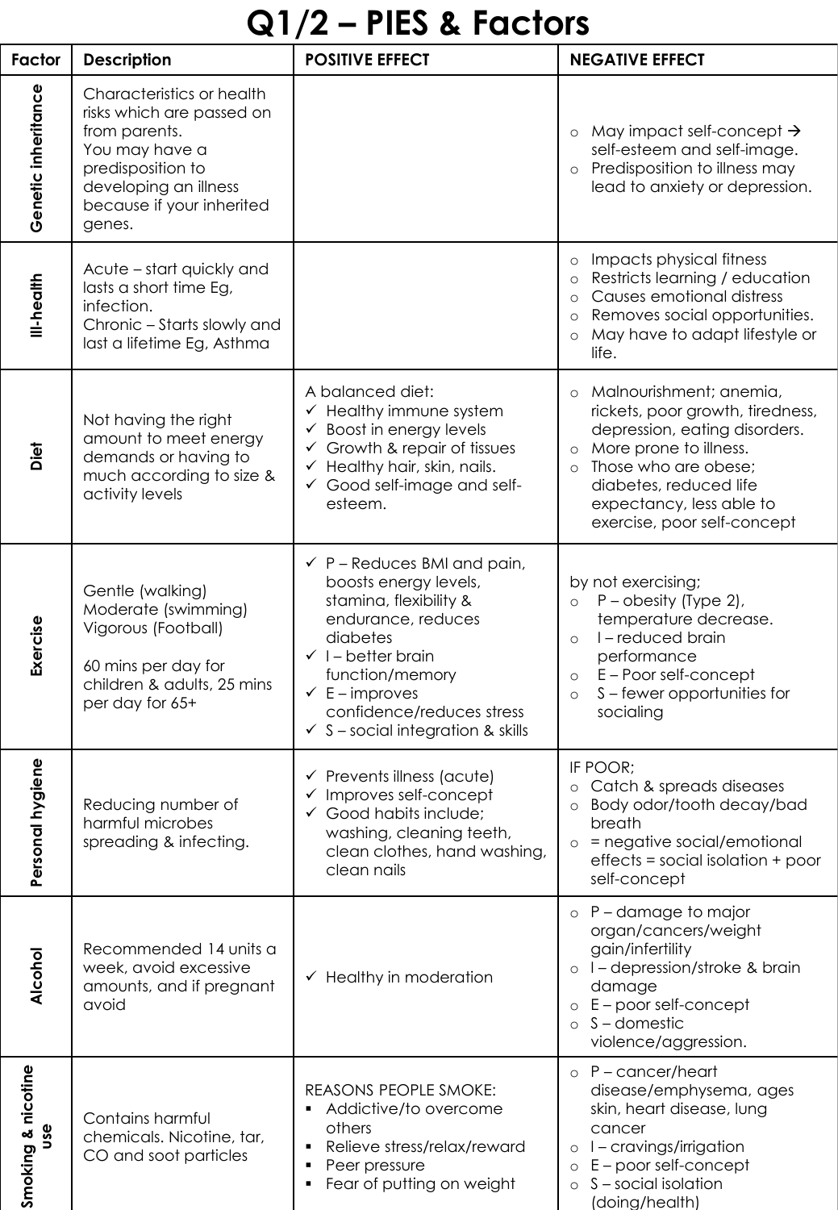# Q1/2 – PIES & Factors

| Factor | Description | POSITIVE EFFECT | NEGATIVE EFFECT |
|---|---|---|---|
| Genetic inheritance | Characteristics or health risks which are passed on from parents.<br>You may have a predisposition to developing an illness because if your inherited genes. | | ○ May impact self-concept → self-esteem and self-image.<br>○ Predisposition to illness may lead to anxiety or depression. |
| Ill-health | Acute – start quickly and lasts a short time Eg, infection.<br>Chronic – Starts slowly and last a lifetime Eg, Asthma | | ○ Impacts physical fitness<br>○ Restricts learning / education<br>○ Causes emotional distress<br>○ Removes social opportunities.<br>○ May have to adapt lifestyle or life. |
| Diet | Not having the right amount to meet energy demands or having to much according to size & activity levels | A balanced diet:<br>✓ Healthy immune system<br>✓ Boost in energy levels<br>✓ Growth & repair of tissues<br>✓ Healthy hair, skin, nails.<br>✓ Good self-image and self-esteem. | ○ Malnourishment; anemia, rickets, poor growth, tiredness, depression, eating disorders.<br>○ More prone to illness.<br>○ Those who are obese; diabetes, reduced life expectancy, less able to exercise, poor self-concept |
| Exercise | Gentle (walking)<br>Moderate (swimming)<br>Vigorous (Football)<br><br>60 mins per day for children & adults, 25 mins per day for 65+ | ✓ P – Reduces BMI and pain, boosts energy levels, stamina, flexibility & endurance, reduces diabetes<br>✓ I – better brain function/memory<br>✓ E – improves confidence/reduces stress<br>✓ S – social integration & skills | by not exercising;<br>○ P – obesity (Type 2), temperature decrease.<br>○ I – reduced brain performance<br>○ E – Poor self-concept<br>○ S – fewer opportunities for socialing |
| Personal hygiene | Reducing number of harmful microbes spreading & infecting. | ✓ Prevents illness (acute)<br>✓ Improves self-concept<br>✓ Good habits include; washing, cleaning teeth, clean clothes, hand washing, clean nails | IF POOR;<br>○ Catch & spreads diseases<br>○ Body odor/tooth decay/bad breath<br>○ = negative social/emotional effects = social isolation + poor self-concept |
| Alcohol | Recommended 14 units a week, avoid excessive amounts, and if pregnant avoid | ✓ Healthy in moderation | ○ P – damage to major organ/cancers/weight gain/infertility<br>○ I – depression/stroke & brain damage<br>○ E – poor self-concept<br>○ S – domestic violence/aggression. |
| Smoking & nicotine use | Contains harmful chemicals. Nicotine, tar, CO and soot particles | REASONS PEOPLE SMOKE:<br>▪ Addictive/to overcome others<br>▪ Relieve stress/relax/reward<br>▪ Peer pressure<br>▪ Fear of putting on weight | ○ P – cancer/heart disease/emphysema, ages skin, heart disease, lung cancer<br>○ I – cravings/irrigation<br>○ E – poor self-concept<br>○ S – social isolation (doing/health) |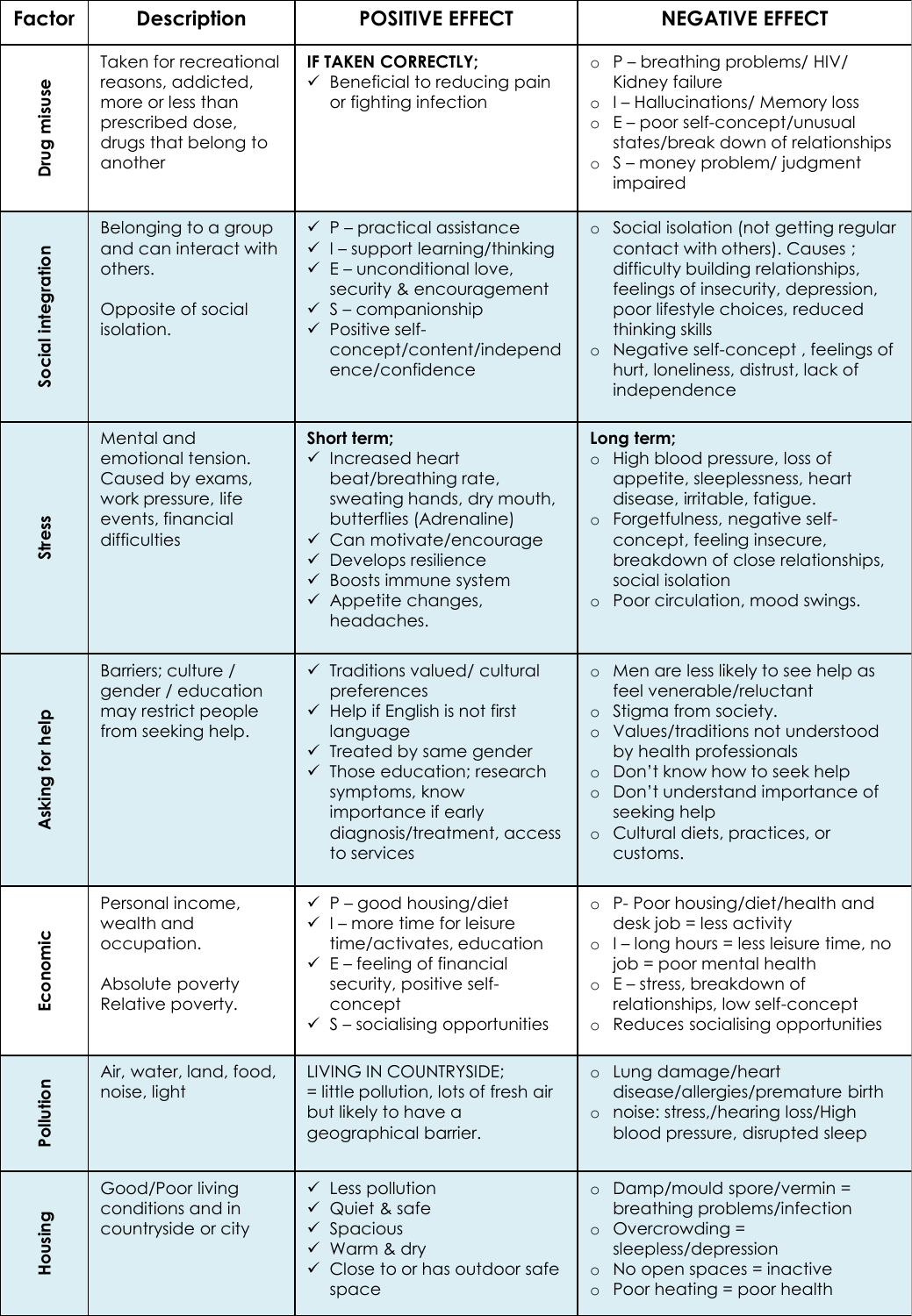| Factor | Description | POSITIVE EFFECT | NEGATIVE EFFECT |
|---|---|---|---|
| Drug misuse | Taken for recreational reasons, addicted, more or less than prescribed dose, drugs that belong to another | **IF TAKEN CORRECTLY;**<br>✓ Beneficial to reducing pain or fighting infection | ○ P – breathing problems/ HIV/ Kidney failure<br>○ I – Hallucinations/ Memory loss<br>○ E – poor self-concept/unusual states/break down of relationships<br>○ S – money problem/ judgment impaired |
| Social integration | Belonging to a group and can interact with others.<br><br>Opposite of social isolation. | ✓ P – practical assistance<br>✓ I – support learning/thinking<br>✓ E – unconditional love, security & encouragement<br>✓ S – companionship<br>✓ Positive self-concept/content/independence/confidence | ○ Social isolation (not getting regular contact with others). Causes ; difficulty building relationships, feelings of insecurity, depression, poor lifestyle choices, reduced thinking skills<br>○ Negative self-concept , feelings of hurt, loneliness, distrust, lack of independence |
| Stress | Mental and emotional tension. Caused by exams, work pressure, life events, financial difficulties | **Short term;**<br>✓ Increased heart beat/breathing rate, sweating hands, dry mouth, butterflies (Adrenaline)<br>✓ Can motivate/encourage<br>✓ Develops resilience<br>✓ Boosts immune system<br>✓ Appetite changes, headaches. | **Long term;**<br>○ High blood pressure, loss of appetite, sleeplessness, heart disease, irritable, fatigue.<br>○ Forgetfulness, negative self-concept, feeling insecure, breakdown of close relationships, social isolation<br>○ Poor circulation, mood swings. |
| Asking for help | Barriers; culture / gender / education may restrict people from seeking help. | ✓ Traditions valued/ cultural preferences<br>✓ Help if English is not first language<br>✓ Treated by same gender<br>✓ Those education; research symptoms, know importance if early diagnosis/treatment, access to services | ○ Men are less likely to see help as feel venerable/reluctant<br>○ Stigma from society.<br>○ Values/traditions not understood by health professionals<br>○ Don't know how to seek help<br>○ Don't understand importance of seeking help<br>○ Cultural diets, practices, or customs. |
| Economic | Personal income, wealth and occupation.<br><br>Absolute poverty Relative poverty. | ✓ P – good housing/diet<br>✓ I – more time for leisure time/activates, education<br>✓ E – feeling of financial security, positive self-concept<br>✓ S – socialising opportunities | ○ P- Poor housing/diet/health and desk job = less activity<br>○ I – long hours = less leisure time, no job = poor mental health<br>○ E – stress, breakdown of relationships, low self-concept<br>○ Reduces socialising opportunities |
| Pollution | Air, water, land, food, noise, light | LIVING IN COUNTRYSIDE;<br>= little pollution, lots of fresh air but likely to have a geographical barrier. | ○ Lung damage/heart disease/allergies/premature birth<br>○ noise: stress,/hearing loss/High blood pressure, disrupted sleep |
| Housing | Good/Poor living conditions and in countryside or city | ✓ Less pollution<br>✓ Quiet & safe<br>✓ Spacious<br>✓ Warm & dry<br>✓ Close to or has outdoor safe space | ○ Damp/mould spore/vermin = breathing problems/infection<br>○ Overcrowding = sleepless/depression<br>○ No open spaces = inactive<br>○ Poor heating = poor health |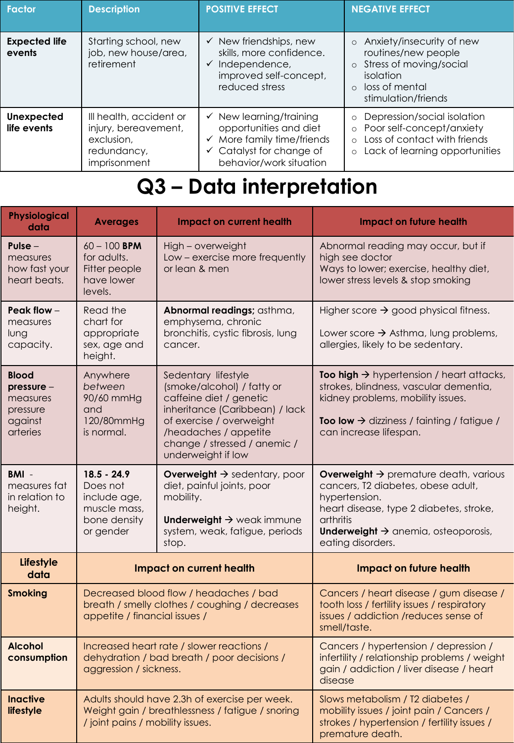| Factor | Description | POSITIVE EFFECT | NEGATIVE EFFECT |
| --- | --- | --- | --- |
| **Expected life events** | Starting school, new job, new house/area, retirement | ✓ New friendships, new skills, more confidence.<br>✓ Independence, improved self-concept, reduced stress | ○ Anxiety/insecurity of new routines/new people<br>○ Stress of moving/social isolation<br>○ loss of mental stimulation/friends |
| **Unexpected life events** | Ill health, accident or injury, bereavement, exclusion, redundancy, imprisonment | ✓ New learning/training opportunities and diet<br>✓ More family time/friends<br>✓ Catalyst for change of behavior/work situation | ○ Depression/social isolation<br>○ Poor self-concept/anxiety<br>○ Loss of contact with friends<br>○ Lack of learning opportunities |

# Q3 – Data interpretation

| Physiological data | Averages | Impact on current health | Impact on future health |
| --- | --- | --- | --- |
| **Pulse** – measures how fast your heart beats. | 60 – 100 **BPM** for adults. Fitter people have lower levels. | High – overweight<br>Low – exercise more frequently or lean & men | Abnormal reading may occur, but if high see doctor<br>Ways to lower; exercise, healthy diet, lower stress levels & stop smoking |
| **Peak flow** – measures lung capacity. | Read the chart for appropriate sex, age and height. | **Abnormal readings;** asthma, emphysema, chronic bronchitis, cystic fibrosis, lung cancer. | Higher score → good physical fitness.<br><br>Lower score → Asthma, lung problems, allergies, likely to be sedentary. |
| **Blood pressure** – measures pressure against arteries | Anywhere *between* 90/60 mmHg and 120/80mmHg is normal. | Sedentary lifestyle (smoke/alcohol) / fatty or caffeine diet / genetic inheritance (Caribbean) / lack of exercise / overweight /headaches / appetite change / stressed / anemic / underweight if low | **Too high** → hypertension / heart attacks, strokes, blindness, vascular dementia, kidney problems, mobility issues.<br><br>**Too low** → dizziness / fainting / fatigue / can increase lifespan. |
| **BMI** - measures fat in relation to height. | **18.5 - 24.9** Does not include age, muscle mass, bone density or gender | **Overweight** → sedentary, poor diet, painful joints, poor mobility.<br><br>**Underweight** → weak immune system, weak, fatigue, periods stop. | **Overweight** → premature death, various cancers, T2 diabetes, obese adult, hypertension.<br>heart disease, type 2 diabetes, stroke, arthritis<br>**Underweight** → anemia, osteoporosis, eating disorders. |
| **Lifestyle data** | **Impact on current health** | | **Impact on future health** |
| **Smoking** | Decreased blood flow / headaches / bad breath / smelly clothes / coughing / decreases appetite / financial issues / | | Cancers / heart disease / gum disease / tooth loss / fertility issues / respiratory issues / addiction /reduces sense of smell/taste. |
| **Alcohol consumption** | Increased heart rate / slower reactions / dehydration / bad breath / poor decisions / aggression / sickness. | | Cancers / hypertension / depression / infertility / relationship problems / weight gain / addiction / liver disease / heart disease |
| **Inactive lifestyle** | Adults should have 2.3h of exercise per week. Weight gain / breathlessness / fatigue / snoring / joint pains / mobility issues. | | Slows metabolism / T2 diabetes / mobility issues / joint pain / Cancers / strokes / hypertension / fertility issues / premature death. |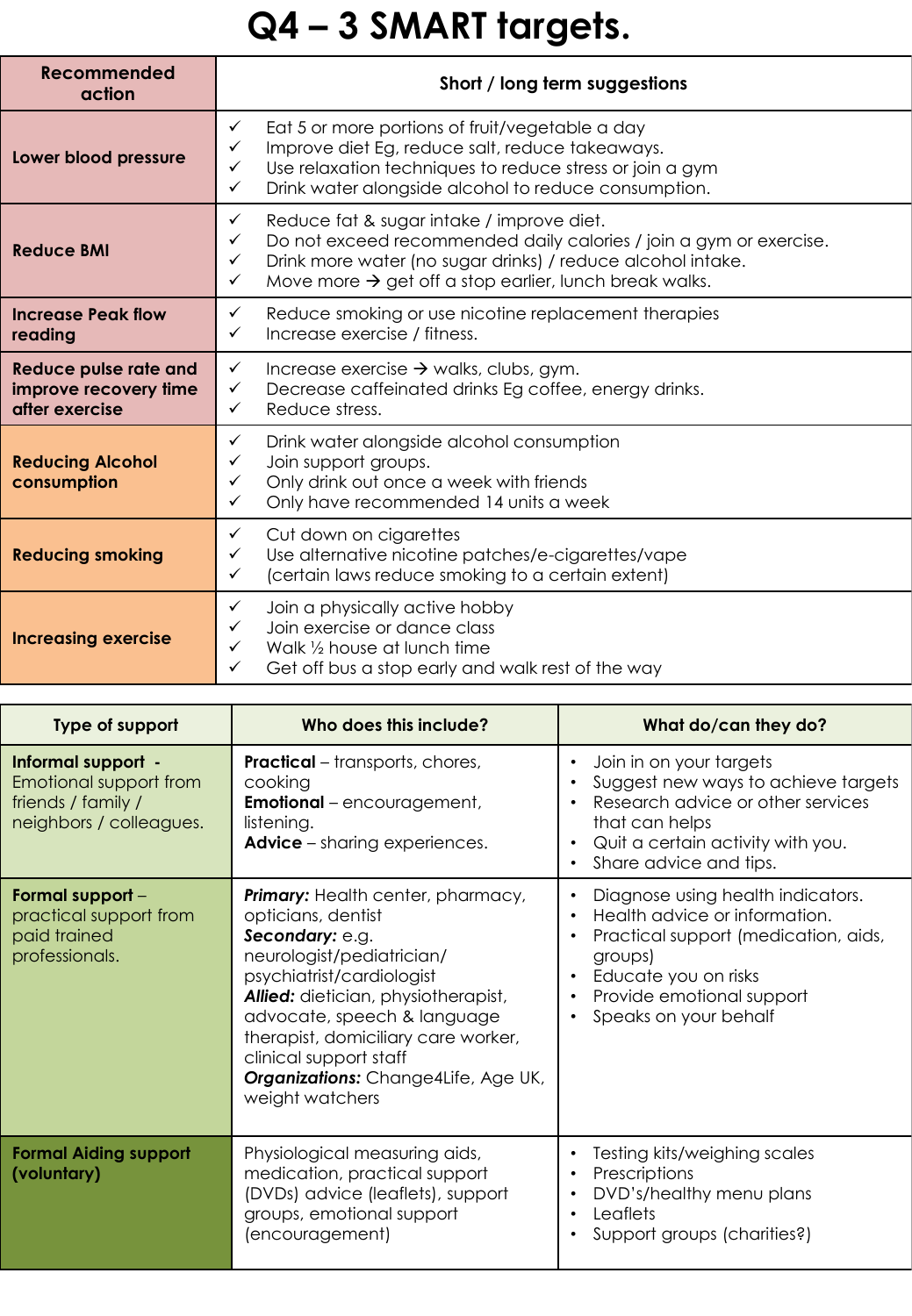# Q4 – 3 SMART targets.

| Recommended action | Short / long term suggestions |
|---|---|
| **Lower blood pressure** | ✓ Eat 5 or more portions of fruit/vegetable a day<br>✓ Improve diet Eg, reduce salt, reduce takeaways.<br>✓ Use relaxation techniques to reduce stress or join a gym<br>✓ Drink water alongside alcohol to reduce consumption. |
| **Reduce BMI** | ✓ Reduce fat & sugar intake / improve diet.<br>✓ Do not exceed recommended daily calories / join a gym or exercise.<br>✓ Drink more water (no sugar drinks) / reduce alcohol intake.<br>✓ Move more → get off a stop earlier, lunch break walks. |
| **Increase Peak flow reading** | ✓ Reduce smoking or use nicotine replacement therapies<br>✓ Increase exercise / fitness. |
| **Reduce pulse rate and improve recovery time after exercise** | ✓ Increase exercise → walks, clubs, gym.<br>✓ Decrease caffeinated drinks Eg coffee, energy drinks.<br>✓ Reduce stress. |
| **Reducing Alcohol consumption** | ✓ Drink water alongside alcohol consumption<br>✓ Join support groups.<br>✓ Only drink out once a week with friends<br>✓ Only have recommended 14 units a week |
| **Reducing smoking** | ✓ Cut down on cigarettes<br>✓ Use alternative nicotine patches/e-cigarettes/vape<br>✓ (certain laws reduce smoking to a certain extent) |
| **Increasing exercise** | ✓ Join a physically active hobby<br>✓ Join exercise or dance class<br>✓ Walk ½ house at lunch time<br>✓ Get off bus a stop early and walk rest of the way |

| Type of support | Who does this include? | What do/can they do? |
|---|---|---|
| **Informal support** - Emotional support from friends / family / neighbors / colleagues. | **Practical** – transports, chores, cooking<br>**Emotional** – encouragement, listening.<br>**Advice** – sharing experiences. | • Join in on your targets<br>• Suggest new ways to achieve targets<br>• Research advice or other services that can helps<br>• Quit a certain activity with you.<br>• Share advice and tips. |
| **Formal support** – practical support from paid trained professionals. | ***Primary:*** Health center, pharmacy, opticians, dentist<br>***Secondary:*** e.g. neurologist/pediatrician/ psychiatrist/cardiologist<br>***Allied:*** dietician, physiotherapist, advocate, speech & language therapist, domiciliary care worker, clinical support staff<br>***Organizations:*** Change4Life, Age UK, weight watchers | • Diagnose using health indicators.<br>• Health advice or information.<br>• Practical support (medication, aids, groups)<br>• Educate you on risks<br>• Provide emotional support<br>• Speaks on your behalf |
| **Formal Aiding support (voluntary)** | Physiological measuring aids, medication, practical support (DVDs) advice (leaflets), support groups, emotional support (encouragement) | • Testing kits/weighing scales<br>• Prescriptions<br>• DVD's/healthy menu plans<br>• Leaflets<br>• Support groups (charities?) |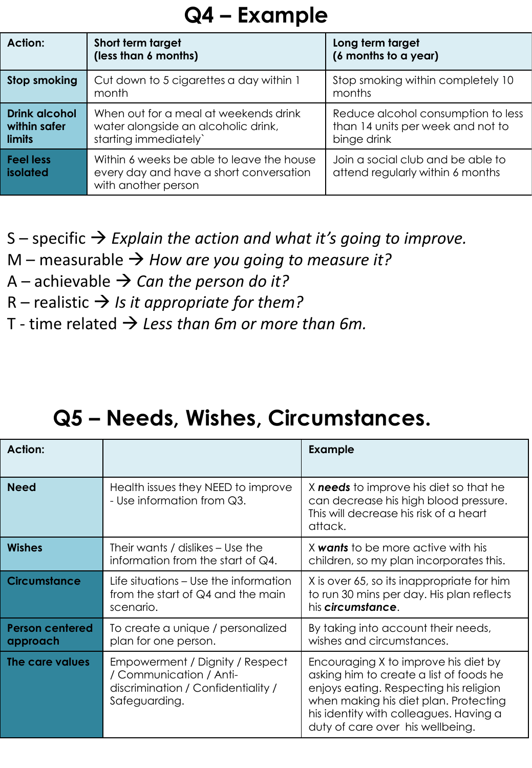# Q4 – Example

| Action: | Short term target (less than 6 months) | Long term target (6 months to a year) |
|---|---|---|
| **Stop smoking** | Cut down to 5 cigarettes a day within 1 month | Stop smoking within completely 10 months |
| **Drink alcohol within safer limits** | When out for a meal at weekends drink water alongside an alcoholic drink, starting immediately` | Reduce alcohol consumption to less than 14 units per week and not to binge drink |
| **Feel less isolated** | Within 6 weeks be able to leave the house every day and have a short conversation with another person | Join a social club and be able to attend regularly within 6 months |

S – specific → *Explain the action and what it's going to improve.*

M – measurable → *How are you going to measure it?*

A – achievable → *Can the person do it?*

R – realistic → *Is it appropriate for them?*

T - time related → *Less than 6m or more than 6m.*

# Q5 – Needs, Wishes, Circumstances.

| Action: | | Example |
|---|---|---|
| **Need** | Health issues they NEED to improve - Use information from Q3. | X ***needs*** to improve his diet so that he can decrease his high blood pressure. This will decrease his risk of a heart attack. |
| **Wishes** | Their wants / dislikes – Use the information from the start of Q4. | X ***wants*** to be more active with his children, so my plan incorporates this. |
| **Circumstance** | Life situations – Use the information from the start of Q4 and the main scenario. | X is over 65, so its inappropriate for him to run 30 mins per day. His plan reflects his ***circumstance***. |
| **Person centered approach** | To create a unique / personalized plan for one person. | By taking into account their needs, wishes and circumstances. |
| **The care values** | Empowerment / Dignity / Respect / Communication / Anti-discrimination / Confidentiality / Safeguarding. | Encouraging X to improve his diet by asking him to create a list of foods he enjoys eating. Respecting his religion when making his diet plan. Protecting his identity with colleagues. Having a duty of care over his wellbeing. |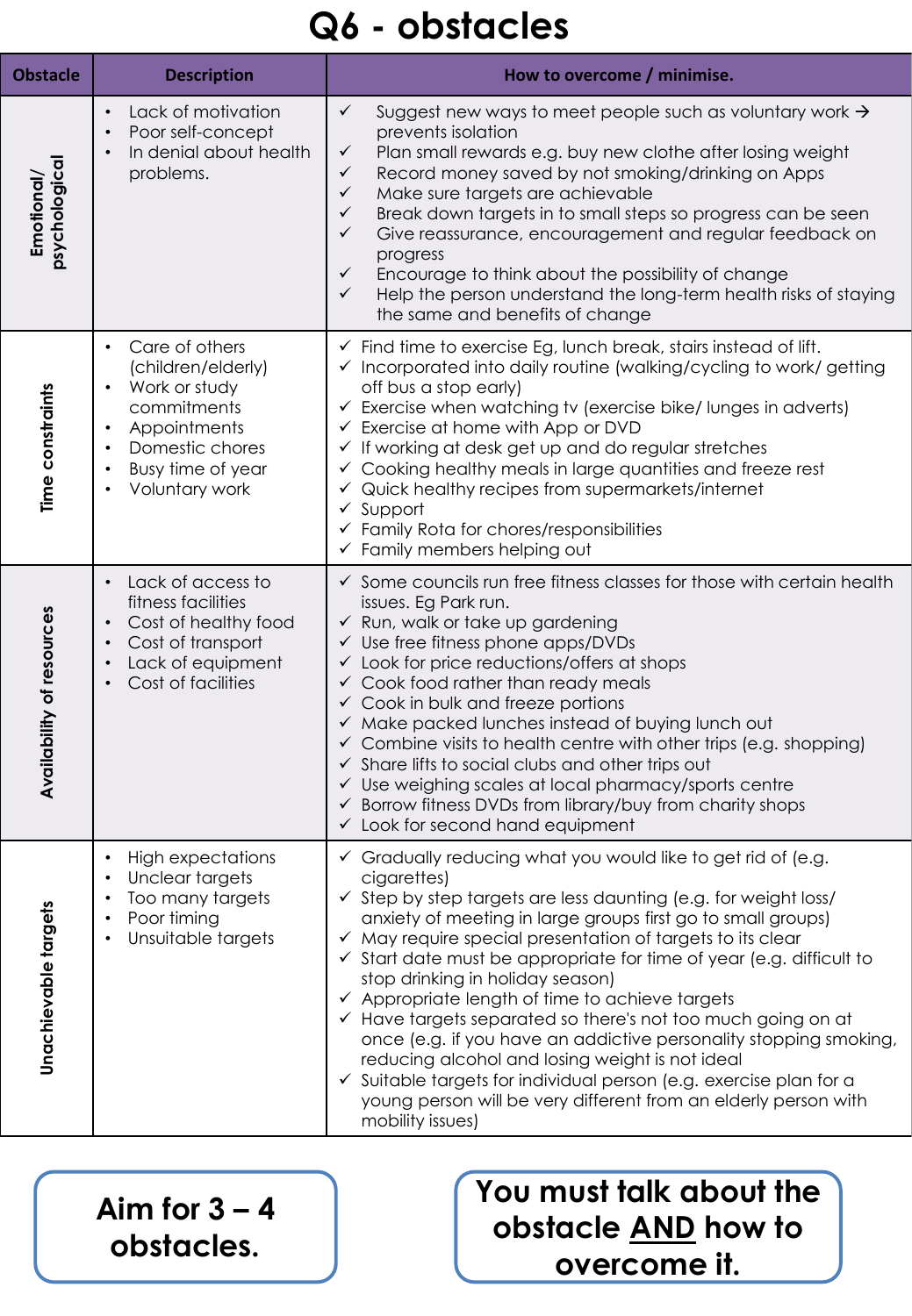# Q6 - obstacles

| Obstacle | Description | How to overcome / minimise. |
| --- | --- | --- |
| Emotional/ psychological | • Lack of motivation<br>• Poor self-concept<br>• In denial about health problems. | ✓ Suggest new ways to meet people such as voluntary work → prevents isolation<br>✓ Plan small rewards e.g. buy new clothe after losing weight<br>✓ Record money saved by not smoking/drinking on Apps<br>✓ Make sure targets are achievable<br>✓ Break down targets in to small steps so progress can be seen<br>✓ Give reassurance, encouragement and regular feedback on progress<br>✓ Encourage to think about the possibility of change<br>✓ Help the person understand the long-term health risks of staying the same and benefits of change |
| Time constraints | • Care of others (children/elderly)<br>• Work or study commitments<br>• Appointments<br>• Domestic chores<br>• Busy time of year<br>• Voluntary work | ✓ Find time to exercise Eg, lunch break, stairs instead of lift.<br>✓ Incorporated into daily routine (walking/cycling to work/ getting off bus a stop early)<br>✓ Exercise when watching tv (exercise bike/ lunges in adverts)<br>✓ Exercise at home with App or DVD<br>✓ If working at desk get up and do regular stretches<br>✓ Cooking healthy meals in large quantities and freeze rest<br>✓ Quick healthy recipes from supermarkets/internet<br>✓ Support<br>✓ Family Rota for chores/responsibilities<br>✓ Family members helping out |
| Availability of resources | • Lack of access to fitness facilities<br>• Cost of healthy food<br>• Cost of transport<br>• Lack of equipment<br>• Cost of facilities | ✓ Some councils run free fitness classes for those with certain health issues. Eg Park run.<br>✓ Run, walk or take up gardening<br>✓ Use free fitness phone apps/DVDs<br>✓ Look for price reductions/offers at shops<br>✓ Cook food rather than ready meals<br>✓ Cook in bulk and freeze portions<br>✓ Make packed lunches instead of buying lunch out<br>✓ Combine visits to health centre with other trips (e.g. shopping)<br>✓ Share lifts to social clubs and other trips out<br>✓ Use weighing scales at local pharmacy/sports centre<br>✓ Borrow fitness DVDs from library/buy from charity shops<br>✓ Look for second hand equipment |
| Unachievable targets | • High expectations<br>• Unclear targets<br>• Too many targets<br>• Poor timing<br>• Unsuitable targets | ✓ Gradually reducing what you would like to get rid of (e.g. cigarettes)<br>✓ Step by step targets are less daunting (e.g. for weight loss/ anxiety of meeting in large groups first go to small groups)<br>✓ May require special presentation of targets to its clear<br>✓ Start date must be appropriate for time of year (e.g. difficult to stop drinking in holiday season)<br>✓ Appropriate length of time to achieve targets<br>✓ Have targets separated so there's not too much going on at once (e.g. if you have an addictive personality stopping smoking, reducing alcohol and losing weight is not ideal<br>✓ Suitable targets for individual person (e.g. exercise plan for a young person will be very different from an elderly person with mobility issues) |

**Aim for 3 – 4 obstacles.**

**You must talk about the obstacle AND how to overcome it.**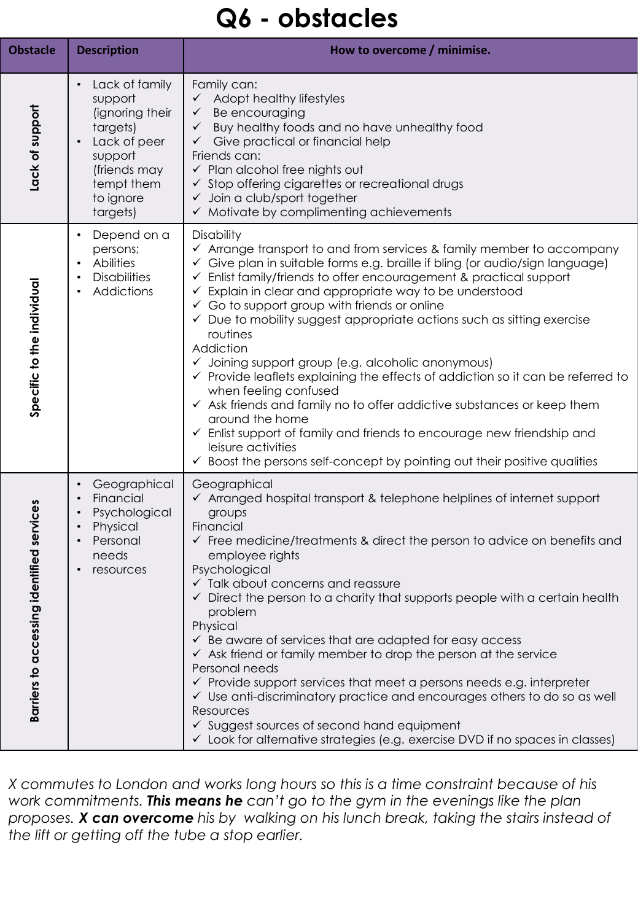# Q6 - obstacles

| Obstacle | Description | How to overcome / minimise. |
| --- | --- | --- |
| Lack of support | • Lack of family support (ignoring their targets)<br>• Lack of peer support (friends may tempt them to ignore targets) | Family can:<br>✓ Adopt healthy lifestyles<br>✓ Be encouraging<br>✓ Buy healthy foods and no have unhealthy food<br>✓ Give practical or financial help<br>Friends can:<br>✓ Plan alcohol free nights out<br>✓ Stop offering cigarettes or recreational drugs<br>✓ Join a club/sport together<br>✓ Motivate by complimenting achievements |
| Specific to the individual | • Depend on a persons;<br>• Abilities<br>• Disabilities<br>• Addictions | Disability<br>✓ Arrange transport to and from services & family member to accompany<br>✓ Give plan in suitable forms e.g. braille if bling (or audio/sign language)<br>✓ Enlist family/friends to offer encouragement & practical support<br>✓ Explain in clear and appropriate way to be understood<br>✓ Go to support group with friends or online<br>✓ Due to mobility suggest appropriate actions such as sitting exercise routines<br>Addiction<br>✓ Joining support group (e.g. alcoholic anonymous)<br>✓ Provide leaflets explaining the effects of addiction so it can be referred to when feeling confused<br>✓ Ask friends and family no to offer addictive substances or keep them around the home<br>✓ Enlist support of family and friends to encourage new friendship and leisure activities<br>✓ Boost the persons self-concept by pointing out their positive qualities |
| Barriers to accessing identified services | • Geographical<br>• Financial<br>• Psychological<br>• Physical<br>• Personal needs<br>• resources | Geographical<br>✓ Arranged hospital transport & telephone helplines of internet support groups<br>Financial<br>✓ Free medicine/treatments & direct the person to advice on benefits and employee rights<br>Psychological<br>✓ Talk about concerns and reassure<br>✓ Direct the person to a charity that supports people with a certain health problem<br>Physical<br>✓ Be aware of services that are adapted for easy access<br>✓ Ask friend or family member to drop the person at the service<br>Personal needs<br>✓ Provide support services that meet a persons needs e.g. interpreter<br>✓ Use anti-discriminatory practice and encourages others to do so as well<br>Resources<br>✓ Suggest sources of second hand equipment<br>✓ Look for alternative strategies (e.g. exercise DVD if no spaces in classes) |

*X commutes to London and works long hours so this is a time constraint because of his work commitments. **This means he** can't go to the gym in the evenings like the plan proposes. **X can overcome** his by walking on his lunch break, taking the stairs instead of the lift or getting off the tube a stop earlier.*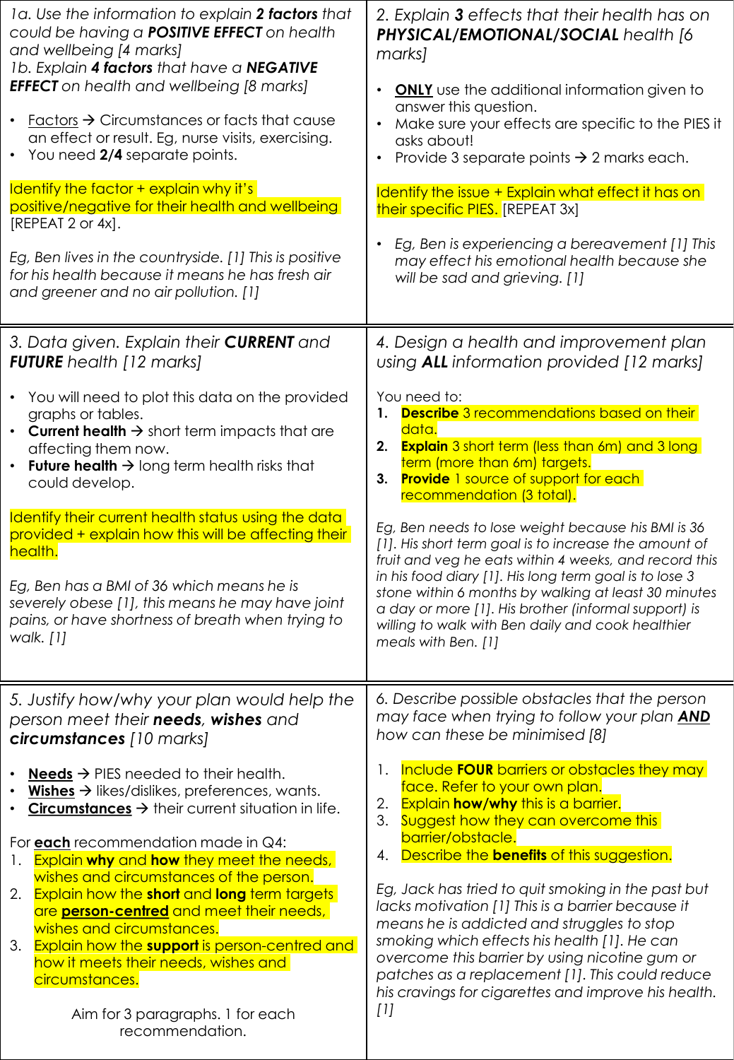*1a. Use the information to explain **2 factors** that could be having a **POSITIVE EFFECT** on health and wellbeing [4 marks]*
*1b. Explain **4 factors** that have a **NEGATIVE EFFECT** on health and wellbeing [8 marks]*

- Factors → Circumstances or facts that cause an effect or result. Eg, nurse visits, exercising.
- You need **2/4** separate points.

Identify the factor + explain why it's positive/negative for their health and wellbeing [REPEAT 2 or 4x].

*Eg, Ben lives in the countryside. [1] This is positive for his health because it means he has fresh air and greener and no air pollution. [1]*

*2. Explain **3** effects that their health has on **PHYSICAL/EMOTIONAL/SOCIAL** health [6 marks]*

- **ONLY** use the additional information given to answer this question.
- Make sure your effects are specific to the PIES it asks about!
- Provide 3 separate points → 2 marks each.

Identify the issue + Explain what effect it has on their specific PIES. [REPEAT 3x]

- *Eg, Ben is experiencing a bereavement [1] This may effect his emotional health because she will be sad and grieving. [1]*

*3. Data given. Explain their **CURRENT** and **FUTURE** health [12 marks]*

- You will need to plot this data on the provided graphs or tables.
- **Current health** → short term impacts that are affecting them now.
- **Future health** → long term health risks that could develop.

Identify their current health status using the data provided + explain how this will be affecting their health.

*Eg, Ben has a BMI of 36 which means he is severely obese [1], this means he may have joint pains, or have shortness of breath when trying to walk. [1]*

*4. Design a health and improvement plan using **ALL** information provided [12 marks]*

You need to:

1. **Describe** 3 recommendations based on their data.
2. **Explain** 3 short term (less than 6m) and 3 long term (more than 6m) targets.
3. **Provide** 1 source of support for each recommendation (3 total).

*Eg, Ben needs to lose weight because his BMI is 36 [1]. His short term goal is to increase the amount of fruit and veg he eats within 4 weeks, and record this in his food diary [1]. His long term goal is to lose 3 stone within 6 months by walking at least 30 minutes a day or more [1]. His brother (informal support) is willing to walk with Ben daily and cook healthier meals with Ben. [1]*

*5. Justify how/why your plan would help the person meet their **needs**, **wishes** and **circumstances** [10 marks]*

- **Needs** → PIES needed to their health.
- **Wishes** → likes/dislikes, preferences, wants.
- **Circumstances** → their current situation in life.

For **each** recommendation made in Q4:

1. Explain **why** and **how** they meet the needs, wishes and circumstances of the person.
2. Explain how the **short** and **long** term targets are **person-centred** and meet their needs, wishes and circumstances.
3. Explain how the **support** is person-centred and how it meets their needs, wishes and circumstances.

Aim for 3 paragraphs. 1 for each recommendation.

*6. Describe possible obstacles that the person may face when trying to follow your plan **AND** how can these be minimised [8]*

1. Include **FOUR** barriers or obstacles they may face. Refer to your own plan.
2. Explain **how/why** this is a barrier.
3. Suggest how they can overcome this barrier/obstacle.
4. Describe the **benefits** of this suggestion.

*Eg, Jack has tried to quit smoking in the past but lacks motivation [1] This is a barrier because it means he is addicted and struggles to stop smoking which effects his health [1]. He can overcome this barrier by using nicotine gum or patches as a replacement [1]. This could reduce his cravings for cigarettes and improve his health. [1]*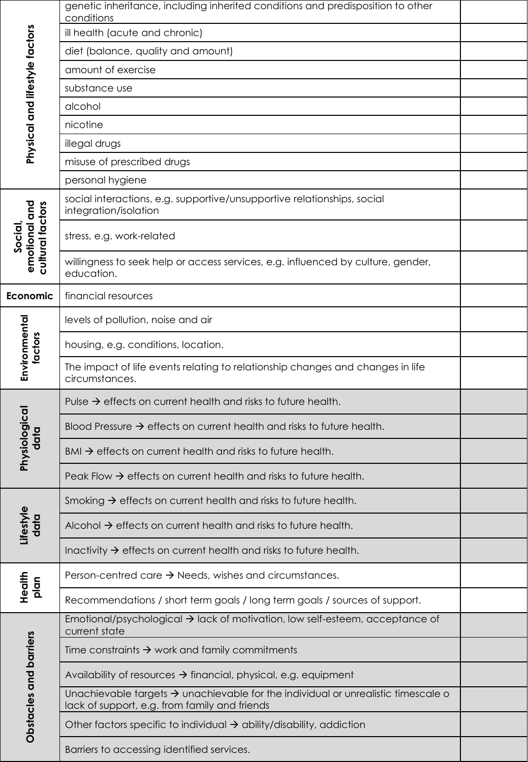| | | |
|---|---|---|
| **Physical and lifestyle factors** | genetic inheritance, including inherited conditions and predisposition to other conditions | |
| | ill health (acute and chronic) | |
| | diet (balance, quality and amount) | |
| | amount of exercise | |
| | substance use | |
| | alcohol | |
| | nicotine | |
| | illegal drugs | |
| | misuse of prescribed drugs | |
| | personal hygiene | |
| **Social, emotional and cultural factors** | social interactions, e.g. supportive/unsupportive relationships, social integration/isolation | |
| | stress, e.g. work-related | |
| | willingness to seek help or access services, e.g. influenced by culture, gender, education. | |
| **Economic** | financial resources | |
| **Environmental factors** | levels of pollution, noise and air | |
| | housing, e.g. conditions, location. | |
| | The impact of life events relating to relationship changes and changes in life circumstances. | |
| **Physiological data** | Pulse → effects on current health and risks to future health. | |
| | Blood Pressure → effects on current health and risks to future health. | |
| | BMI → effects on current health and risks to future health. | |
| | Peak Flow → effects on current health and risks to future health. | |
| **Lifestyle data** | Smoking → effects on current health and risks to future health. | |
| | Alcohol → effects on current health and risks to future health. | |
| | Inactivity → effects on current health and risks to future health. | |
| **Health plan** | Person-centred care → Needs, wishes and circumstances. | |
| | Recommendations / short term goals / long term goals / sources of support. | |
| **Obstacles and barriers** | Emotional/psychological → lack of motivation, low self-esteem, acceptance of current state | |
| | Time constraints → work and family commitments | |
| | Availability of resources → financial, physical, e.g. equipment | |
| | Unachievable targets → unachievable for the individual or unrealistic timescale o lack of support, e.g. from family and friends | |
| | Other factors specific to individual → ability/disability, addiction | |
| | Barriers to accessing identified services. | |